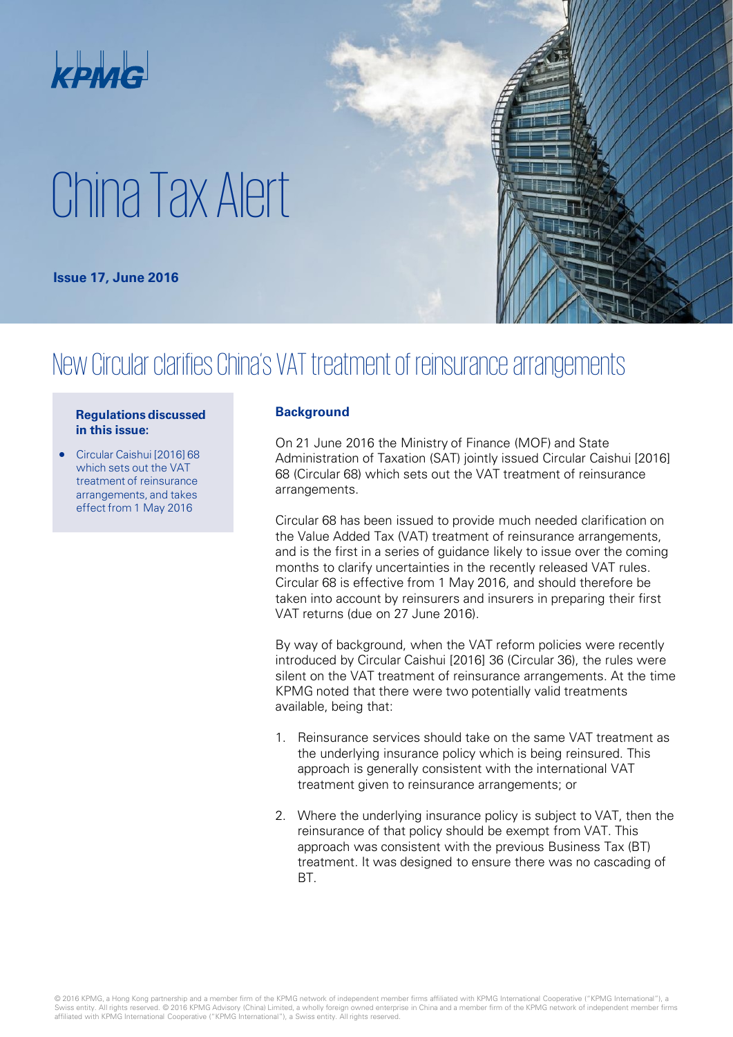# China Tax Alert

**Issue 17, June 2016**

## New Circular clarifies China's VAT treatment of reinsurance arrangements

**Regulations discussed in this issue:**

- Circular Caishui [2016] 68 which sets out the VAT treatment of reinsurance arrangements, and takes effect from 1 May 2016

### Background

On 21 June 2016 the Ministry of Finance (MOF) and State Administration of Taxation (SAT) jointly issued Circular Caishui [2016] 68 (Circular 68) which sets out the VAT treatment of reinsurance arrangements.

Circular 68 has been issued to provide much needed clarification on the Value Added Tax (VAT) treatment of reinsurance arrangements, and is the first in a series of guidance likely to issue over the coming months to clarify uncertainties in the recently released VAT rules. Circular 68 is effective from 1 May 2016, and should therefore be taken into account by reinsurers and insurers in preparing their first VAT returns (due on 27 June 2016).

By way of background, when the VAT reform policies were recently introduced by Circular Caishui [2016] 36 (Circular 36), the rules were silent on the VAT treatment of reinsurance arrangements. At the time KPMG noted that there were two potentially valid treatments available, being that:

1. Reinsurance services should take on the same VAT treatment as the underlying insurance policy which is being reinsured. This approach is generally consistent with the international VAT treatment given to reinsurance arrangements; or
2. Where the underlying insurance policy is subject to VAT, then the reinsurance of that policy should be exempt from VAT. This approach was consistent with the previous Business Tax (BT) treatment. It was designed to ensure there was no cascading of BT.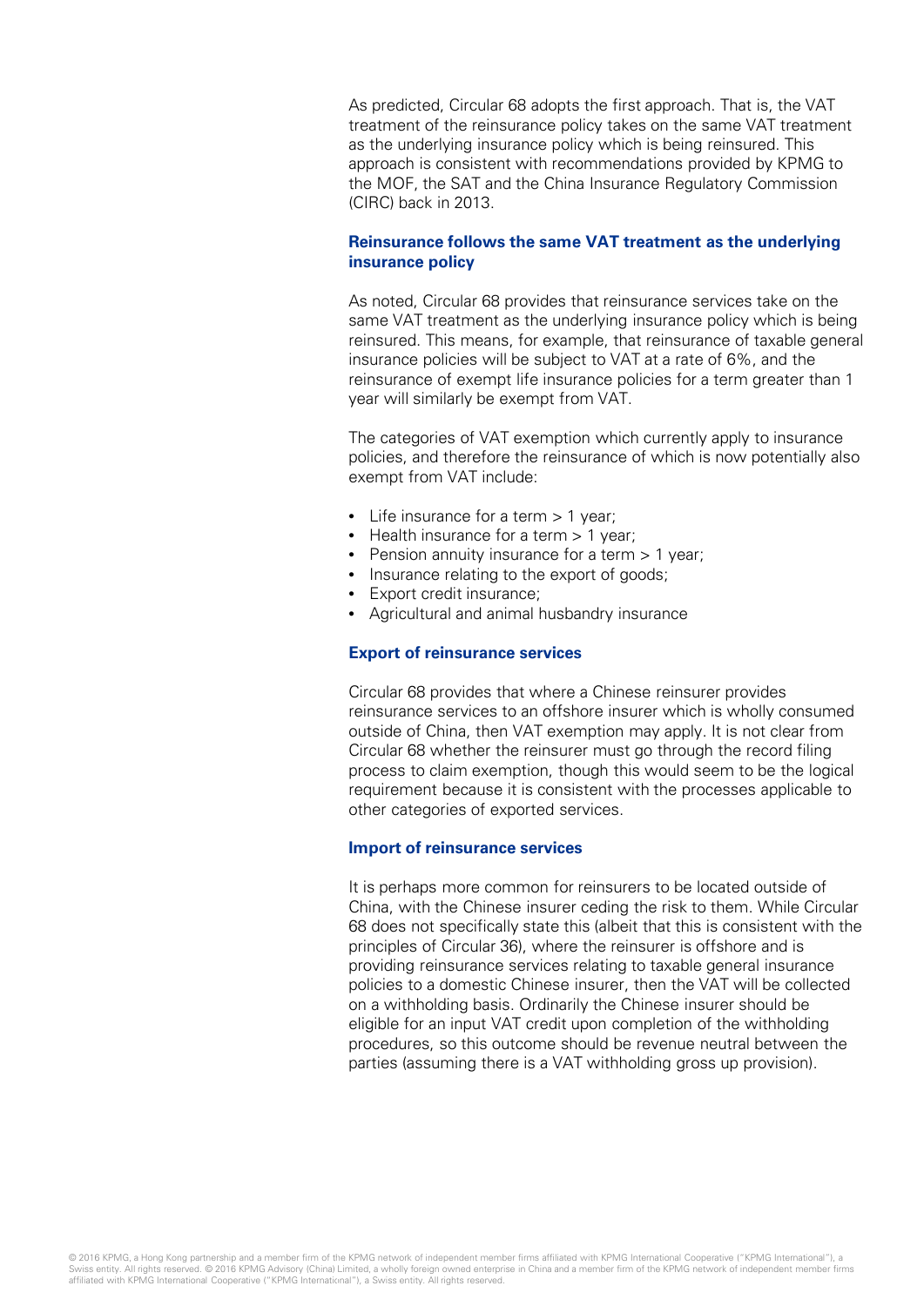As predicted, Circular 68 adopts the first approach. That is, the VAT treatment of the reinsurance policy takes on the same VAT treatment as the underlying insurance policy which is being reinsured. This approach is consistent with recommendations provided by KPMG to the MOF, the SAT and the China Insurance Regulatory Commission (CIRC) back in 2013.

### Reinsurance follows the same VAT treatment as the underlying insurance policy

As noted, Circular 68 provides that reinsurance services take on the same VAT treatment as the underlying insurance policy which is being reinsured. This means, for example, that reinsurance of taxable general insurance policies will be subject to VAT at a rate of 6%, and the reinsurance of exempt life insurance policies for a term greater than 1 year will similarly be exempt from VAT.

The categories of VAT exemption which currently apply to insurance policies, and therefore the reinsurance of which is now potentially also exempt from VAT include:

- Life insurance for a term > 1 year;
- Health insurance for a term > 1 year;
- Pension annuity insurance for a term > 1 year;
- Insurance relating to the export of goods;
- Export credit insurance;
- Agricultural and animal husbandry insurance

### Export of reinsurance services

Circular 68 provides that where a Chinese reinsurer provides reinsurance services to an offshore insurer which is wholly consumed outside of China, then VAT exemption may apply. It is not clear from Circular 68 whether the reinsurer must go through the record filing process to claim exemption, though this would seem to be the logical requirement because it is consistent with the processes applicable to other categories of exported services.

### Import of reinsurance services

It is perhaps more common for reinsurers to be located outside of China, with the Chinese insurer ceding the risk to them. While Circular 68 does not specifically state this (albeit that this is consistent with the principles of Circular 36), where the reinsurer is offshore and is providing reinsurance services relating to taxable general insurance policies to a domestic Chinese insurer, then the VAT will be collected on a withholding basis. Ordinarily the Chinese insurer should be eligible for an input VAT credit upon completion of the withholding procedures, so this outcome should be revenue neutral between the parties (assuming there is a VAT withholding gross up provision).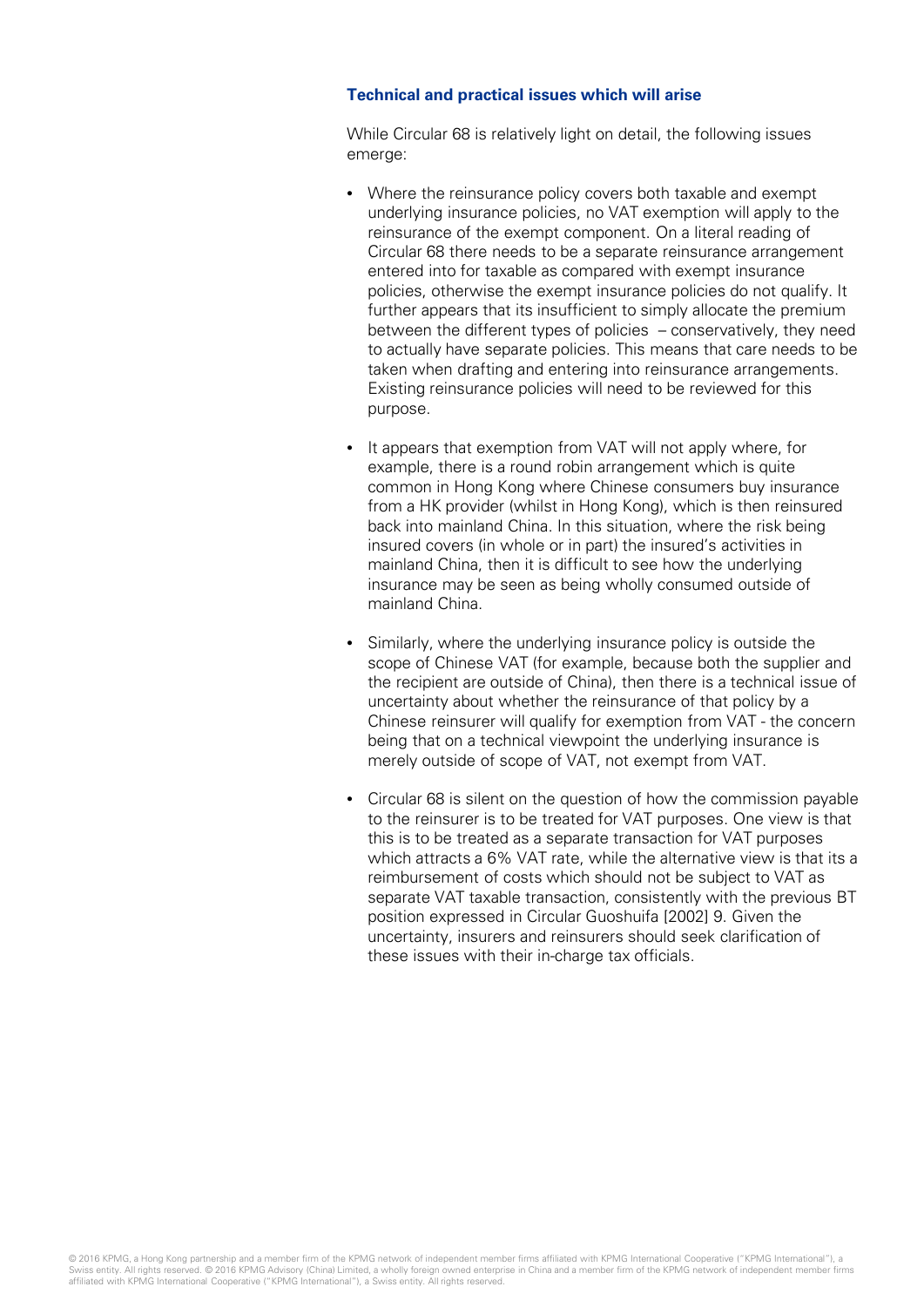### Technical and practical issues which will arise

While Circular 68 is relatively light on detail, the following issues emerge:

- Where the reinsurance policy covers both taxable and exempt underlying insurance policies, no VAT exemption will apply to the reinsurance of the exempt component. On a literal reading of Circular 68 there needs to be a separate reinsurance arrangement entered into for taxable as compared with exempt insurance policies, otherwise the exempt insurance policies do not qualify. It further appears that its insufficient to simply allocate the premium between the different types of policies – conservatively, they need to actually have separate policies. This means that care needs to be taken when drafting and entering into reinsurance arrangements. Existing reinsurance policies will need to be reviewed for this purpose.

- It appears that exemption from VAT will not apply where, for example, there is a round robin arrangement which is quite common in Hong Kong where Chinese consumers buy insurance from a HK provider (whilst in Hong Kong), which is then reinsured back into mainland China. In this situation, where the risk being insured covers (in whole or in part) the insured's activities in mainland China, then it is difficult to see how the underlying insurance may be seen as being wholly consumed outside of mainland China.

- Similarly, where the underlying insurance policy is outside the scope of Chinese VAT (for example, because both the supplier and the recipient are outside of China), then there is a technical issue of uncertainty about whether the reinsurance of that policy by a Chinese reinsurer will qualify for exemption from VAT - the concern being that on a technical viewpoint the underlying insurance is merely outside of scope of VAT, not exempt from VAT.

- Circular 68 is silent on the question of how the commission payable to the reinsurer is to be treated for VAT purposes. One view is that this is to be treated as a separate transaction for VAT purposes which attracts a 6% VAT rate, while the alternative view is that its a reimbursement of costs which should not be subject to VAT as separate VAT taxable transaction, consistently with the previous BT position expressed in Circular Guoshuifa [2002] 9. Given the uncertainty, insurers and reinsurers should seek clarification of these issues with their in-charge tax officials.

© 2016 KPMG, a Hong Kong partnership and a member firm of the KPMG network of independent member firms affiliated with KPMG International Cooperative ("KPMG International"), a Swiss entity. All rights reserved. © 2016 KPMG Advisory (China) Limited, a wholly foreign owned enterprise in China and a member firm of the KPMG network of independent member firms affiliated with KPMG International Cooperative ("KPMG International"), a Swiss entity. All rights reserved.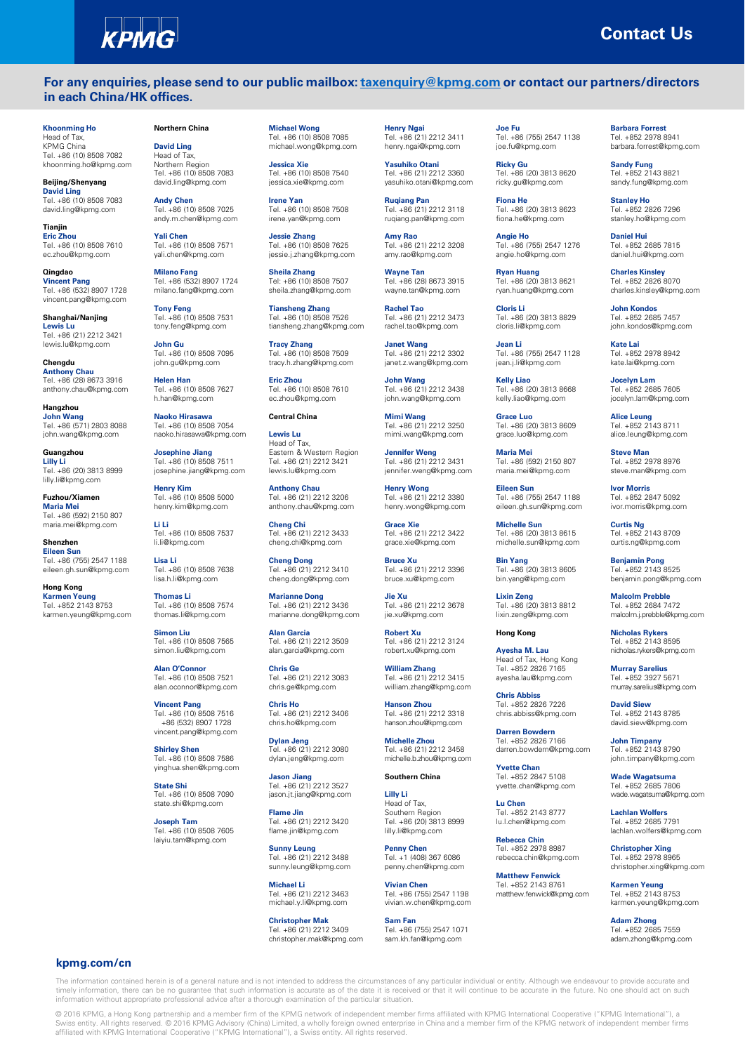# Contact Us

**For any enquiries, please send to our public mailbox: taxenquiry@kpmg.com or contact our partners/directors in each China/HK offices.**

**Khoonming Ho**
Head of Tax,
KPMG China
Tel. +86 (10) 8508 7082
khoonming.ho@kpmg.com

**Beijing/Shenyang**
**David Ling**
Tel. +86 (10) 8508 7083
david.ling@kpmg.com

**Tianjin**
**Eric Zhou**
Tel. +86 (10) 8508 7610
ec.zhou@kpmg.com

**Qingdao**
**Vincent Pang**
Tel. +86 (532) 8907 1728
vincent.pang@kpmg.com

**Shanghai/Nanjing**
**Lewis Lu**
Tel. +86 (21) 2212 3421
lewis.lu@kpmg.com

**Chengdu**
**Anthony Chau**
Tel. +86 (28) 8673 3916
anthony.chau@kpmg.com

**Hangzhou**
**John Wang**
Tel. +86 (571) 2803 8088
john.wang@kpmg.com

**Guangzhou**
**Lilly Li**
Tel. +86 (20) 3813 8999
lilly.li@kpmg.com

**Fuzhou/Xiamen**
**Maria Mei**
Tel. +86 (592) 2150 807
maria.mei@kpmg.com

**Shenzhen**
**Eileen Sun**
Tel. +86 (755) 2547 1188
eileen.gh.sun@kpmg.com

**Hong Kong**
**Karmen Yeung**
Tel. +852 2143 8753
karmen.yeung@kpmg.com

## Northern China

**David Ling**
Head of Tax,
Northern Region
Tel. +86 (10) 8508 7083
david.ling@kpmg.com

**Andy Chen**
Tel. +86 (10) 8508 7025
andy.m.chen@kpmg.com

**Yali Chen**
Tel. +86 (10) 8508 7571
yali.chen@kpmg.com

**Milano Fang**
Tel. +86 (532) 8907 1724
milano.fang@kpmg.com

**Tony Feng**
Tel. +86 (10) 8508 7531
tony.feng@kpmg.com

**John Gu**
Tel. +86 (10) 8508 7095
john.gu@kpmg.com

**Helen Han**
Tel. +86 (10) 8508 7627
h.han@kpmg.com

**Naoko Hirasawa**
Tel. +86 (10) 8508 7054
naoko.hirasawa@kpmg.com

**Josephine Jiang**
Tel. +86 (10) 8508 7511
josephine.jiang@kpmg.com

**Henry Kim**
Tel. +86 (10) 8508 5000
henry.kim@kpmg.com

**Li Li**
Tel. +86 (10) 8508 7537
li.li@kpmg.com

**Lisa Li**
Tel. +86 (10) 8508 7638
lisa.h.li@kpmg.com

**Thomas Li**
Tel. +86 (10) 8508 7574
thomas.li@kpmg.com

**Simon Liu**
Tel. +86 (10) 8508 7565
simon.liu@kpmg.com

**Alan O'Connor**
Tel. +86 (10) 8508 7521
alan.oconnor@kpmg.com

**Vincent Pang**
Tel. +86 (10) 8508 7516
+86 (532) 8907 1728
vincent.pang@kpmg.com

**Shirley Shen**
Tel. +86 (10) 8508 7586
yinghua.shen@kpmg.com

**State Shi**
Tel. +86 (10) 8508 7090
state.shi@kpmg.com

**Joseph Tam**
Tel. +86 (10) 8508 7605
laiyiu.tam@kpmg.com

**Michael Wong**
Tel. +86 (10) 8508 7085
michael.wong@kpmg.com

**Jessica Xie**
Tel. +86 (10) 8508 7540
jessica.xie@kpmg.com

**Irene Yan**
Tel. +86 (10) 8508 7508
irene.yan@kpmg.com

**Jessie Zhang**
Tel. +86 (10) 8508 7625
jessie.j.zhang@kpmg.com

**Sheila Zhang**
Tel. +86 (10) 8508 7507
sheila.zhang@kpmg.com

**Tiansheng Zhang**
Tel. +86 (10) 8508 7526
tiansheng.zhang@kpmg.com

**Tracy Zhang**
Tel. +86 (10) 8508 7509
tracy.h.zhang@kpmg.com

**Eric Zhou**
Tel. +86 (10) 8508 7610
ec.zhou@kpmg.com

## Central China

**Lewis Lu**
Head of Tax,
Eastern & Western Region
Tel. +86 (21) 2212 3421
lewis.lu@kpmg.com

**Anthony Chau**
Tel. +86 (21) 2212 3206
anthony.chau@kpmg.com

**Cheng Chi**
Tel. +86 (21) 2212 3433
cheng.chi@kpmg.com

**Cheng Dong**
Tel. +86 (21) 2212 3410
cheng.dong@kpmg.com

**Marianne Dong**
Tel. +86 (21) 2212 3436
marianne.dong@kpmg.com

**Alan Garcia**
Tel. +86 (21) 2212 3509
alan.garcia@kpmg.com

**Chris Ge**
Tel. +86 (21) 2212 3083
chris.ge@kpmg.com

**Chris Ho**
Tel. +86 (21) 2212 3406
chris.ho@kpmg.com

**Dylan Jeng**
Tel. +86 (21) 2212 3080
dylan.jeng@kpmg.com

**Jason Jiang**
Tel. +86 (21) 2212 3527
jason.jt.jiang@kpmg.com

**Flame Jin**
Tel. +86 (21) 2212 3420
flame.jin@kpmg.com

**Sunny Leung**
Tel. +86 (21) 2212 3488
sunny.leung@kpmg.com

**Michael Li**
Tel. +86 (21) 2212 3463
michael.y.li@kpmg.com

**Christopher Mak**
Tel. +86 (21) 2212 3409
christopher.mak@kpmg.com

**Henry Ngai**
Tel. +86 (21) 2212 3411
henry.ngai@kpmg.com

**Yasuhiko Otani**
Tel. +86 (21) 2212 3360
yasuhiko.otani@kpmg.com

**Ruqiang Pan**
Tel. +86 (21) 2212 3118
ruqiang.pan@kpmg.com

**Amy Rao**
Tel. +86 (21) 2212 3208
amy.rao@kpmg.com

**Wayne Tan**
Tel. +86 (28) 8673 3915
wayne.tan@kpmg.com

**Rachel Tao**
Tel. +86 (21) 2212 3473
rachel.tao@kpmg.com

**Janet Wang**
Tel. +86 (21) 2212 3302
janet.z.wang@kpmg.com

**John Wang**
Tel. +86 (21) 2212 3438
john.wang@kpmg.com

**Mimi Wang**
Tel. +86 (21) 2212 3250
mimi.wang@kpmg.com

**Jennifer Weng**
Tel. +86 (21) 2212 3431
jennifer.weng@kpmg.com

**Henry Wong**
Tel. +86 (21) 2212 3380
henry.wong@kpmg.com

**Grace Xie**
Tel. +86 (21) 2212 3422
grace.xie@kpmg.com

**Bruce Xu**
Tel. +86 (21) 2212 3396
bruce.xu@kpmg.com

**Jie Xu**
Tel. +86 (21) 2212 3678
jie.xu@kpmg.com

**Robert Xu**
Tel. +86 (21) 2212 3124
robert.xu@kpmg.com

**William Zhang**
Tel. +86 (21) 2212 3415
william.zhang@kpmg.com

**Hanson Zhou**
Tel. +86 (21) 2212 3318
hanson.zhou@kpmg.com

**Michelle Zhou**
Tel. +86 (21) 2212 3458
michelle.b.zhou@kpmg.com

## Southern China

**Lilly Li**
Head of Tax,
Southern Region
Tel. +86 (20) 3813 8999
lilly.li@kpmg.com

**Penny Chen**
Tel. +1 (408) 367 6086
penny.chen@kpmg.com

**Vivian Chen**
Tel. +86 (755) 2547 1198
vivian.w.chen@kpmg.com

**Sam Fan**
Tel. +86 (755) 2547 1071
sam.kh.fan@kpmg.com

**Joe Fu**
Tel. +86 (755) 2547 1138
joe.fu@kpmg.com

**Ricky Gu**
Tel. +86 (20) 3813 8620
ricky.gu@kpmg.com

**Fiona He**
Tel. +86 (20) 3813 8623
fiona.he@kpmg.com

**Angie Ho**
Tel. +86 (755) 2547 1276
angie.ho@kpmg.com

**Ryan Huang**
Tel. +86 (20) 3813 8621
ryan.huang@kpmg.com

**Cloris Li**
Tel. +86 (20) 3813 8829
cloris.li@kpmg.com

**Jean Li**
Tel. +86 (755) 2547 1128
jean.j.li@kpmg.com

**Kelly Liao**
Tel. +86 (20) 3813 8668
kelly.liao@kpmg.com

**Grace Luo**
Tel. +86 (20) 3813 8609
grace.luo@kpmg.com

**Maria Mei**
Tel. +86 (592) 2150 807
maria.mei@kpmg.com

**Eileen Sun**
Tel. +86 (755) 2547 1188
eileen.gh.sun@kpmg.com

**Michelle Sun**
Tel. +86 (20) 3813 8615
michelle.sun@kpmg.com

**Bin Yang**
Tel. +86 (20) 3813 8605
bin.yang@kpmg.com

**Lixin Zeng**
Tel. +86 (20) 3813 8812
lixin.zeng@kpmg.com

## Hong Kong

**Ayesha M. Lau**
Head of Tax, Hong Kong
Tel. +852 2826 7165
ayesha.lau@kpmg.com

**Chris Abbiss**
Tel. +852 2826 7226
chris.abbiss@kpmg.com

**Darren Bowdern**
Tel. +852 2826 7166
darren.bowdern@kpmg.com

**Yvette Chan**
Tel. +852 2847 5108
yvette.chan@kpmg.com

**Lu Chen**
Tel. +852 2143 8777
lu.l.chen@kpmg.com

**Rebecca Chin**
Tel. +852 2978 8987
rebecca.chin@kpmg.com

**Matthew Fenwick**
Tel. +852 2143 8761
matthew.fenwick@kpmg.com

**Barbara Forrest**
Tel. +852 2978 8941
barbara.forrest@kpmg.com

**Sandy Fung**
Tel. +852 2143 8821
sandy.fung@kpmg.com

**Stanley Ho**
Tel. +852 2826 7296
stanley.ho@kpmg.com

**Daniel Hui**
Tel. +852 2685 7815
daniel.hui@kpmg.com

**Charles Kinsley**
Tel. +852 2826 8070
charles.kinsley@kpmg.com

**John Kondos**
Tel. +852 2685 7457
john.kondos@kpmg.com

**Kate Lai**
Tel. +852 2978 8942
kate.lai@kpmg.com

**Jocelyn Lam**
Tel. +852 2685 7605
jocelyn.lam@kpmg.com

**Alice Leung**
Tel. +852 2143 8711
alice.leung@kpmg.com

**Steve Man**
Tel. +852 2978 8976
steve.man@kpmg.com

**Ivor Morris**
Tel. +852 2847 5092
ivor.morris@kpmg.com

**Curtis Ng**
Tel. +852 2143 8709
curtis.ng@kpmg.com

**Benjamin Pong**
Tel. +852 2143 8525
benjamin.pong@kpmg.com

**Malcolm Prebble**
Tel. +852 2684 7472
malcolm.j.prebble@kpmg.com

**Nicholas Rykers**
Tel. +852 2143 8595
nicholas.rykers@kpmg.com

**Murray Sarelius**
Tel. +852 3927 5671
murray.sarelius@kpmg.com

**David Siew**
Tel. +852 2143 8785
david.siew@kpmg.com

**John Timpany**
Tel. +852 2143 8790
john.timpany@kpmg.com

**Wade Wagatsuma**
Tel. +852 2685 7806
wade.wagatsuma@kpmg.com

**Lachlan Wolfers**
Tel. +852 2685 7791
lachlan.wolfers@kpmg.com

**Christopher Xing**
Tel. +852 2978 8965
christopher.xing@kpmg.com

**Karmen Yeung**
Tel. +852 2143 8753
karmen.yeung@kpmg.com

**Adam Zhong**
Tel. +852 2685 7559
adam.zhong@kpmg.com

**kpmg.com/cn**

The information contained herein is of a general nature and is not intended to address the circumstances of any particular individual or entity. Although we endeavour to provide accurate and timely information, there can be no guarantee that such information is accurate as of the date it is received or that it will continue to be accurate in the future. No one should act on such information without appropriate professional advice after a thorough examination of the particular situation.

© 2016 KPMG, a Hong Kong partnership and a member firm of the KPMG network of independent member firms affiliated with KPMG International Cooperative ("KPMG International"), a Swiss entity. All rights reserved. © 2016 KPMG Advisory (China) Limited, a wholly foreign owned enterprise in China and a member firm of the KPMG network of independent member firms affiliated with KPMG International Cooperative ("KPMG International"), a Swiss entity. All rights reserved.